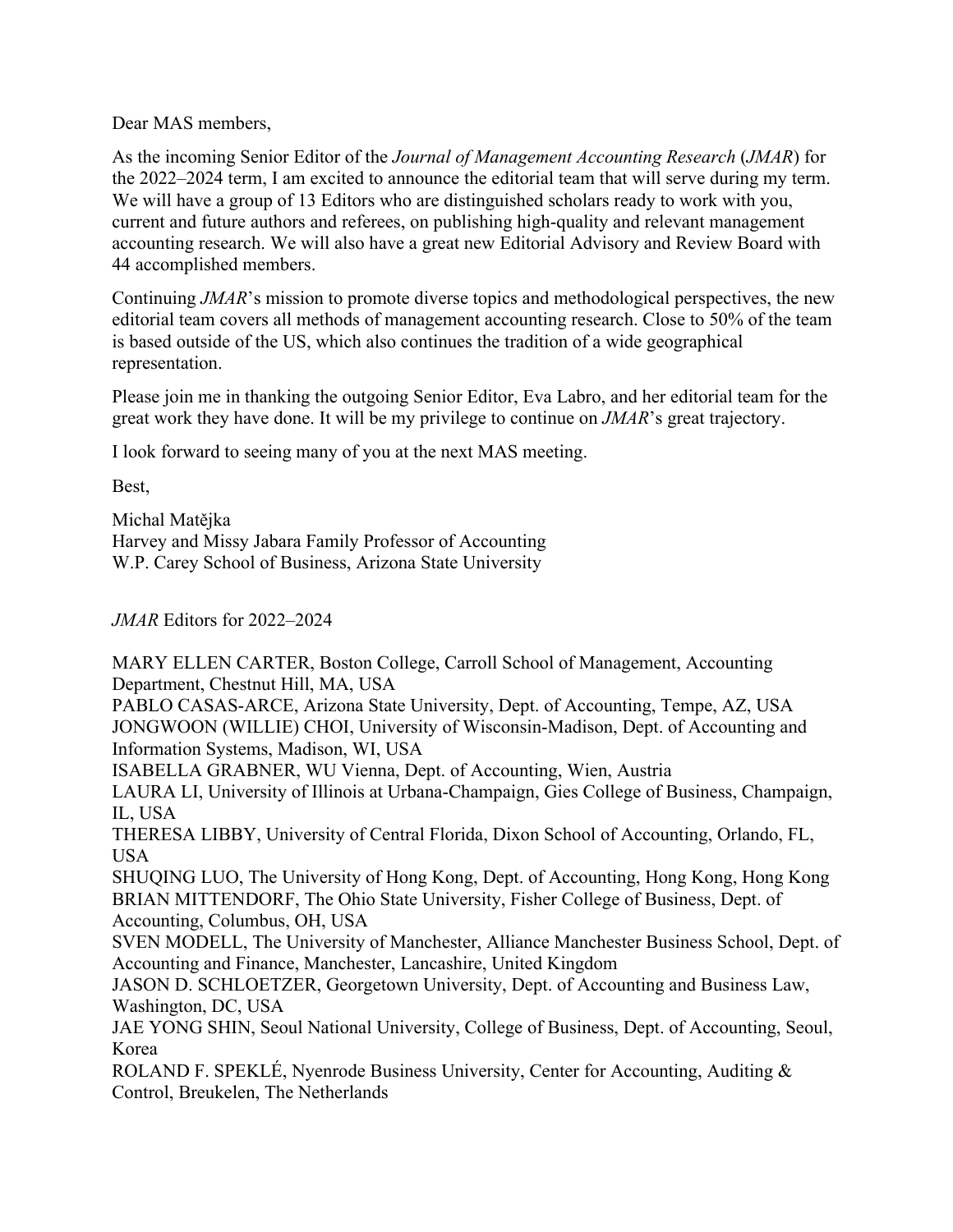Dear MAS members,

As the incoming Senior Editor of the *Journal of Management Accounting Research* (*JMAR*) for the 2022–2024 term, I am excited to announce the editorial team that will serve during my term. We will have a group of 13 Editors who are distinguished scholars ready to work with you, current and future authors and referees, on publishing high-quality and relevant management accounting research. We will also have a great new Editorial Advisory and Review Board with 44 accomplished members.

Continuing *JMAR*'s mission to promote diverse topics and methodological perspectives, the new editorial team covers all methods of management accounting research. Close to 50% of the team is based outside of the US, which also continues the tradition of a wide geographical representation.

Please join me in thanking the outgoing Senior Editor, Eva Labro, and her editorial team for the great work they have done. It will be my privilege to continue on *JMAR*'s great trajectory.

I look forward to seeing many of you at the next MAS meeting.

Best,

Michal Matějka
Harvey and Missy Jabara Family Professor of Accounting
W.P. Carey School of Business, Arizona State University

*JMAR* Editors for 2022–2024

MARY ELLEN CARTER, Boston College, Carroll School of Management, Accounting Department, Chestnut Hill, MA, USA
PABLO CASAS-ARCE, Arizona State University, Dept. of Accounting, Tempe, AZ, USA
JONGWOON (WILLIE) CHOI, University of Wisconsin-Madison, Dept. of Accounting and Information Systems, Madison, WI, USA
ISABELLA GRABNER, WU Vienna, Dept. of Accounting, Wien, Austria
LAURA LI, University of Illinois at Urbana-Champaign, Gies College of Business, Champaign, IL, USA
THERESA LIBBY, University of Central Florida, Dixon School of Accounting, Orlando, FL, USA
SHUQING LUO, The University of Hong Kong, Dept. of Accounting, Hong Kong, Hong Kong
BRIAN MITTENDORF, The Ohio State University, Fisher College of Business, Dept. of Accounting, Columbus, OH, USA
SVEN MODELL, The University of Manchester, Alliance Manchester Business School, Dept. of Accounting and Finance, Manchester, Lancashire, United Kingdom
JASON D. SCHLOETZER, Georgetown University, Dept. of Accounting and Business Law, Washington, DC, USA
JAE YONG SHIN, Seoul National University, College of Business, Dept. of Accounting, Seoul, Korea
ROLAND F. SPEKLÉ, Nyenrode Business University, Center for Accounting, Auditing & Control, Breukelen, The Netherlands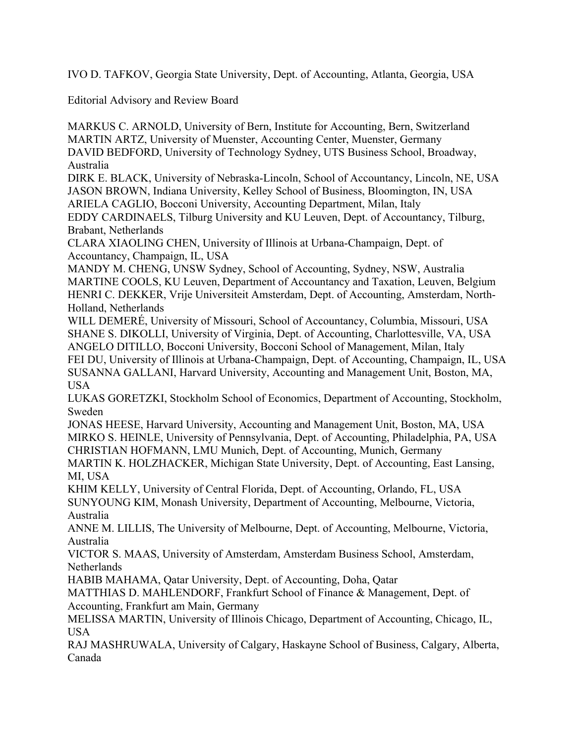IVO D. TAFKOV, Georgia State University, Dept. of Accounting, Atlanta, Georgia, USA

## Editorial Advisory and Review Board

MARKUS C. ARNOLD, University of Bern, Institute for Accounting, Bern, Switzerland
MARTIN ARTZ, University of Muenster, Accounting Center, Muenster, Germany
DAVID BEDFORD, University of Technology Sydney, UTS Business School, Broadway, Australia
DIRK E. BLACK, University of Nebraska-Lincoln, School of Accountancy, Lincoln, NE, USA
JASON BROWN, Indiana University, Kelley School of Business, Bloomington, IN, USA
ARIELA CAGLIO, Bocconi University, Accounting Department, Milan, Italy
EDDY CARDINAELS, Tilburg University and KU Leuven, Dept. of Accountancy, Tilburg, Brabant, Netherlands
CLARA XIAOLING CHEN, University of Illinois at Urbana-Champaign, Dept. of Accountancy, Champaign, IL, USA
MANDY M. CHENG, UNSW Sydney, School of Accounting, Sydney, NSW, Australia
MARTINE COOLS, KU Leuven, Department of Accountancy and Taxation, Leuven, Belgium
HENRI C. DEKKER, Vrije Universiteit Amsterdam, Dept. of Accounting, Amsterdam, North-Holland, Netherlands
WILL DEMERÉ, University of Missouri, School of Accountancy, Columbia, Missouri, USA
SHANE S. DIKOLLI, University of Virginia, Dept. of Accounting, Charlottesville, VA, USA
ANGELO DITILLO, Bocconi University, Bocconi School of Management, Milan, Italy
FEI DU, University of Illinois at Urbana-Champaign, Dept. of Accounting, Champaign, IL, USA
SUSANNA GALLANI, Harvard University, Accounting and Management Unit, Boston, MA, USA
LUKAS GORETZKI, Stockholm School of Economics, Department of Accounting, Stockholm, Sweden
JONAS HEESE, Harvard University, Accounting and Management Unit, Boston, MA, USA
MIRKO S. HEINLE, University of Pennsylvania, Dept. of Accounting, Philadelphia, PA, USA
CHRISTIAN HOFMANN, LMU Munich, Dept. of Accounting, Munich, Germany
MARTIN K. HOLZHACKER, Michigan State University, Dept. of Accounting, East Lansing, MI, USA
KHIM KELLY, University of Central Florida, Dept. of Accounting, Orlando, FL, USA
SUNYOUNG KIM, Monash University, Department of Accounting, Melbourne, Victoria, Australia
ANNE M. LILLIS, The University of Melbourne, Dept. of Accounting, Melbourne, Victoria, Australia
VICTOR S. MAAS, University of Amsterdam, Amsterdam Business School, Amsterdam, Netherlands
HABIB MAHAMA, Qatar University, Dept. of Accounting, Doha, Qatar
MATTHIAS D. MAHLENDORF, Frankfurt School of Finance & Management, Dept. of Accounting, Frankfurt am Main, Germany
MELISSA MARTIN, University of Illinois Chicago, Department of Accounting, Chicago, IL, USA
RAJ MASHRUWALA, University of Calgary, Haskayne School of Business, Calgary, Alberta, Canada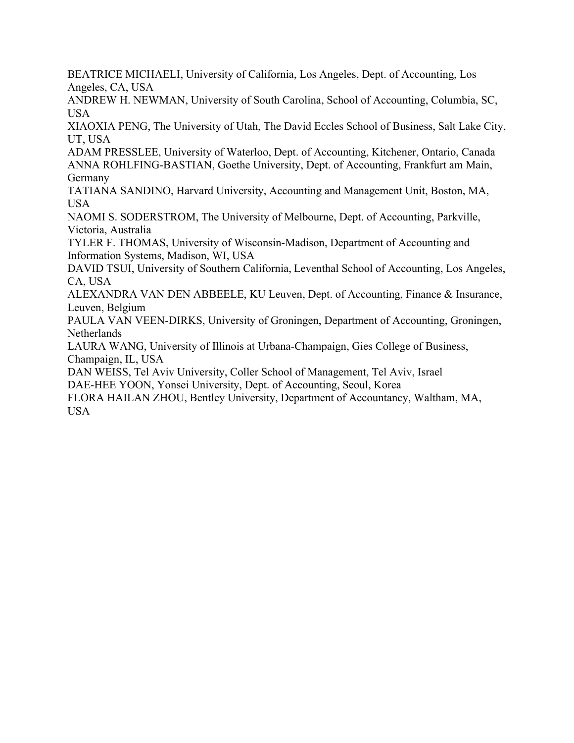BEATRICE MICHAELI, University of California, Los Angeles, Dept. of Accounting, Los Angeles, CA, USA
ANDREW H. NEWMAN, University of South Carolina, School of Accounting, Columbia, SC, USA
XIAOXIA PENG, The University of Utah, The David Eccles School of Business, Salt Lake City, UT, USA
ADAM PRESSLEE, University of Waterloo, Dept. of Accounting, Kitchener, Ontario, Canada
ANNA ROHLFING-BASTIAN, Goethe University, Dept. of Accounting, Frankfurt am Main, Germany
TATIANA SANDINO, Harvard University, Accounting and Management Unit, Boston, MA, USA
NAOMI S. SODERSTROM, The University of Melbourne, Dept. of Accounting, Parkville, Victoria, Australia
TYLER F. THOMAS, University of Wisconsin-Madison, Department of Accounting and Information Systems, Madison, WI, USA
DAVID TSUI, University of Southern California, Leventhal School of Accounting, Los Angeles, CA, USA
ALEXANDRA VAN DEN ABBEELE, KU Leuven, Dept. of Accounting, Finance & Insurance, Leuven, Belgium
PAULA VAN VEEN-DIRKS, University of Groningen, Department of Accounting, Groningen, Netherlands
LAURA WANG, University of Illinois at Urbana-Champaign, Gies College of Business, Champaign, IL, USA
DAN WEISS, Tel Aviv University, Coller School of Management, Tel Aviv, Israel
DAE-HEE YOON, Yonsei University, Dept. of Accounting, Seoul, Korea
FLORA HAILAN ZHOU, Bentley University, Department of Accountancy, Waltham, MA, USA